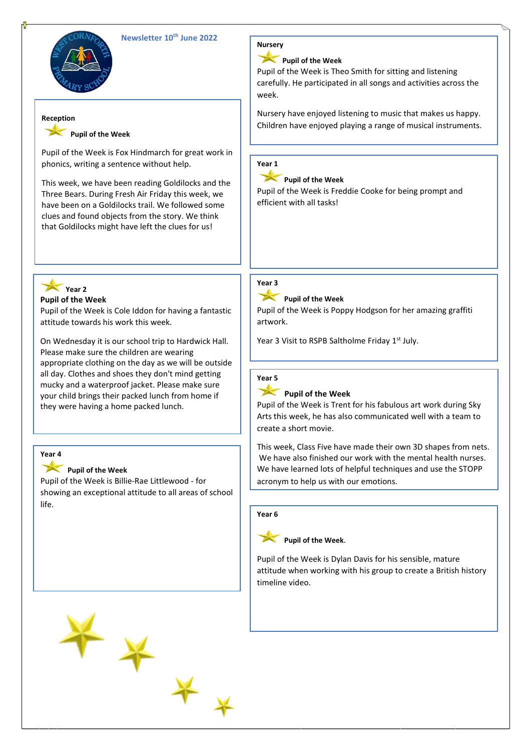# Newsletter 10th June 2022

## Reception

**Pupil of the Week**

Pupil of the Week is Fox Hindmarch for great work in phonics, writing a sentence without help.

This week, we have been reading Goldilocks and the Three Bears. During Fresh Air Friday this week, we have been on a Goldilocks trail. We followed some clues and found objects from the story. We think that Goldilocks might have left the clues for us!

## Year 2

**Pupil of the Week**

Pupil of the Week is Cole Iddon for having a fantastic attitude towards his work this week.

On Wednesday it is our school trip to Hardwick Hall. Please make sure the children are wearing appropriate clothing on the day as we will be outside all day. Clothes and shoes they don't mind getting mucky and a waterproof jacket. Please make sure your child brings their packed lunch from home if they were having a home packed lunch.

## Year 4

**Pupil of the Week**

Pupil of the Week is Billie-Rae Littlewood - for showing an exceptional attitude to all areas of school life.

## Nursery

**Pupil of the Week**

Pupil of the Week is Theo Smith for sitting and listening carefully. He participated in all songs and activities across the week.

Nursery have enjoyed listening to music that makes us happy. Children have enjoyed playing a range of musical instruments.

## Year 1

**Pupil of the Week**

Pupil of the Week is Freddie Cooke for being prompt and efficient with all tasks!

## Year 3

**Pupil of the Week**

Pupil of the Week is Poppy Hodgson for her amazing graffiti artwork.

Year 3 Visit to RSPB Saltholme Friday 1st July.

## Year 5

**Pupil of the Week**

Pupil of the Week is Trent for his fabulous art work during Sky Arts this week, he has also communicated well with a team to create a short movie.

This week, Class Five have made their own 3D shapes from nets. We have also finished our work with the mental health nurses. We have learned lots of helpful techniques and use the STOPP acronym to help us with our emotions.

## Year 6

**Pupil of the Week.**

Pupil of the Week is Dylan Davis for his sensible, mature attitude when working with his group to create a British history timeline video.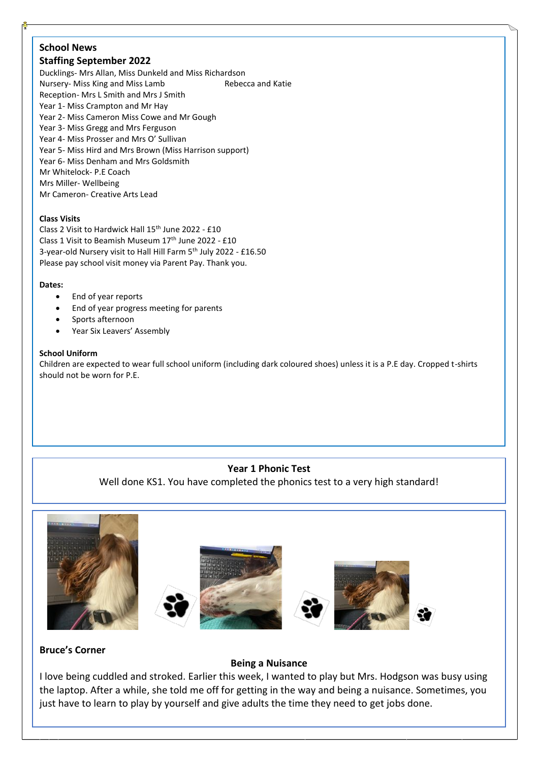## School News

### Staffing September 2022

Ducklings- Mrs Allan, Miss Dunkeld and Miss Richardson
Nursery- Miss King and Miss Lamb Rebecca and Katie
Reception- Mrs L Smith and Mrs J Smith
Year 1- Miss Crampton and Mr Hay
Year 2- Miss Cameron Miss Cowe and Mr Gough
Year 3- Miss Gregg and Mrs Ferguson
Year 4- Miss Prosser and Mrs O' Sullivan
Year 5- Miss Hird and Mrs Brown (Miss Harrison support)
Year 6- Miss Denham and Mrs Goldsmith
Mr Whitelock- P.E Coach
Mrs Miller- Wellbeing
Mr Cameron- Creative Arts Lead

**Class Visits**

Class 2 Visit to Hardwick Hall 15th June 2022 - £10
Class 1 Visit to Beamish Museum 17th June 2022 - £10
3-year-old Nursery visit to Hall Hill Farm 5th July 2022 - £16.50
Please pay school visit money via Parent Pay. Thank you.

**Dates:**

- End of year reports
- End of year progress meeting for parents
- Sports afternoon
- Year Six Leavers' Assembly

**School Uniform**

Children are expected to wear full school uniform (including dark coloured shoes) unless it is a P.E day. Cropped t-shirts should not be worn for P.E.

**Year 1 Phonic Test**

Well done KS1. You have completed the phonics test to a very high standard!

**Bruce's Corner**

**Being a Nuisance**

I love being cuddled and stroked. Earlier this week, I wanted to play but Mrs. Hodgson was busy using the laptop. After a while, she told me off for getting in the way and being a nuisance. Sometimes, you just have to learn to play by yourself and give adults the time they need to get jobs done.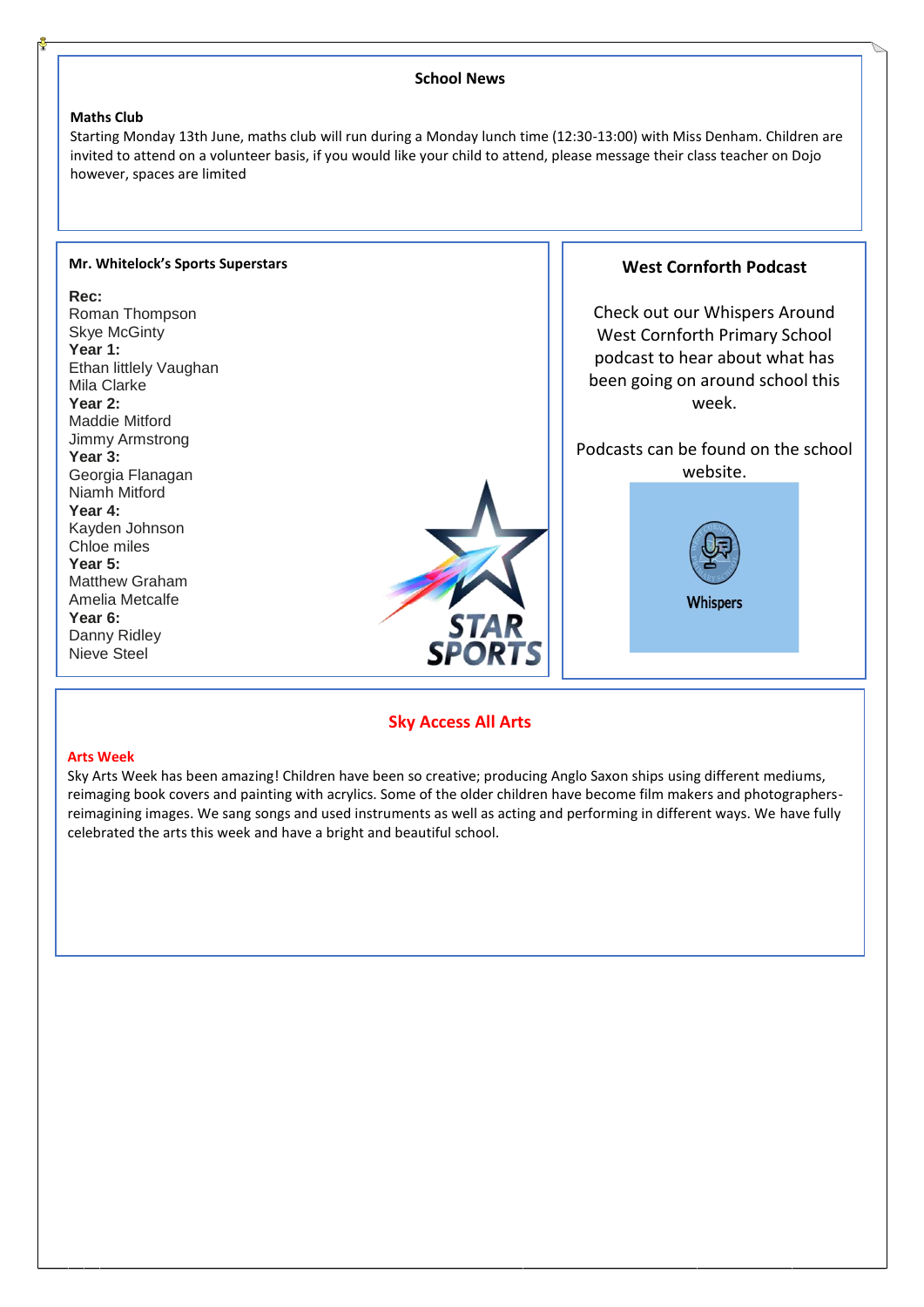## School News

**Maths Club**

Starting Monday 13th June, maths club will run during a Monday lunch time (12:30-13:00) with Miss Denham. Children are invited to attend on a volunteer basis, if you would like your child to attend, please message their class teacher on Dojo however, spaces are limited

### Mr. Whitelock's Sports Superstars

**Rec:**
Roman Thompson
Skye McGinty

**Year 1:**
Ethan littlely Vaughan
Mila Clarke

**Year 2:**
Maddie Mitford
Jimmy Armstrong

**Year 3:**
Georgia Flanagan
Niamh Mitford

**Year 4:**
Kayden Johnson
Chloe miles

**Year 5:**
Matthew Graham
Amelia Metcalfe

**Year 6:**
Danny Ridley
Nieve Steel

STAR SPORTS

### West Cornforth Podcast

Check out our Whispers Around West Cornforth Primary School podcast to hear about what has been going on around school this week.

Podcasts can be found on the school website.

Whispers

## Sky Access All Arts

**Arts Week**

Sky Arts Week has been amazing! Children have been so creative; producing Anglo Saxon ships using different mediums, reimaging book covers and painting with acrylics. Some of the older children have become film makers and photographers- reimagining images. We sang songs and used instruments as well as acting and performing in different ways. We have fully celebrated the arts this week and have a bright and beautiful school.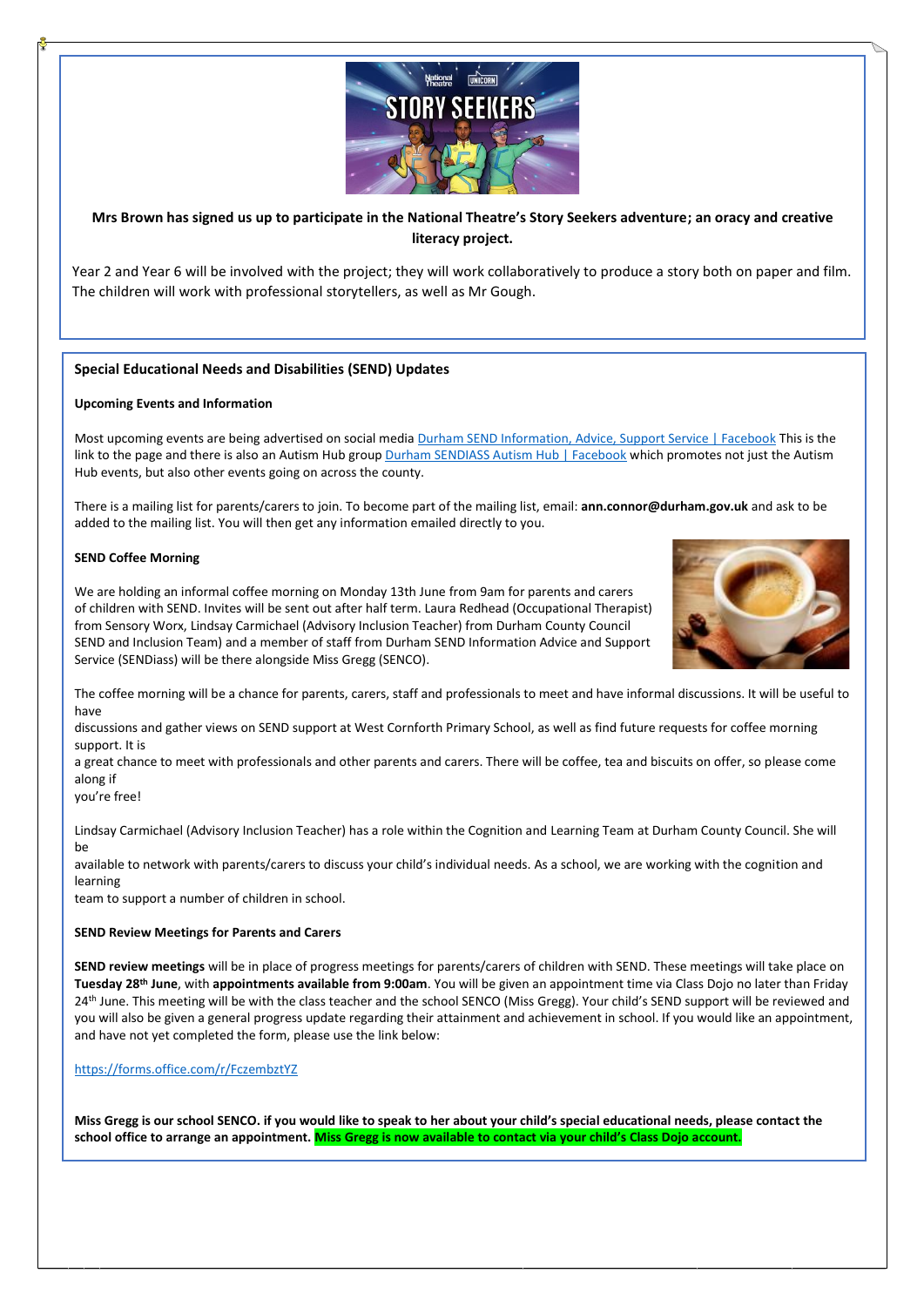**Mrs Brown has signed us up to participate in the National Theatre's Story Seekers adventure; an oracy and creative literacy project.**

Year 2 and Year 6 will be involved with the project; they will work collaboratively to produce a story both on paper and film. The children will work with professional storytellers, as well as Mr Gough.

## Special Educational Needs and Disabilities (SEND) Updates

### Upcoming Events and Information

Most upcoming events are being advertised on social media [Durham SEND Information, Advice, Support Service | Facebook] This is the link to the page and there is also an Autism Hub group [Durham SENDIASS Autism Hub | Facebook] which promotes not just the Autism Hub events, but also other events going on across the county.

There is a mailing list for parents/carers to join. To become part of the mailing list, email: **ann.connor@durham.gov.uk** and ask to be added to the mailing list. You will then get any information emailed directly to you.

### SEND Coffee Morning

We are holding an informal coffee morning on Monday 13th June from 9am for parents and carers of children with SEND. Invites will be sent out after half term. Laura Redhead (Occupational Therapist) from Sensory Worx, Lindsay Carmichael (Advisory Inclusion Teacher) from Durham County Council SEND and Inclusion Team) and a member of staff from Durham SEND Information Advice and Support Service (SENDiass) will be there alongside Miss Gregg (SENCO).

The coffee morning will be a chance for parents, carers, staff and professionals to meet and have informal discussions. It will be useful to have discussions and gather views on SEND support at West Cornforth Primary School, as well as find future requests for coffee morning support. It is a great chance to meet with professionals and other parents and carers. There will be coffee, tea and biscuits on offer, so please come along if you're free!

Lindsay Carmichael (Advisory Inclusion Teacher) has a role within the Cognition and Learning Team at Durham County Council. She will be available to network with parents/carers to discuss your child's individual needs. As a school, we are working with the cognition and learning team to support a number of children in school.

### SEND Review Meetings for Parents and Carers

**SEND review meetings** will be in place of progress meetings for parents/carers of children with SEND. These meetings will take place on **Tuesday 28th June**, with **appointments available from 9:00am**. You will be given an appointment time via Class Dojo no later than Friday 24th June. This meeting will be with the class teacher and the school SENCO (Miss Gregg). Your child's SEND support will be reviewed and you will also be given a general progress update regarding their attainment and achievement in school. If you would like an appointment, and have not yet completed the form, please use the link below:

https://forms.office.com/r/FczembztYZ

**Miss Gregg is our school SENCO. if you would like to speak to her about your child's special educational needs, please contact the school office to arrange an appointment. Miss Gregg is now available to contact via your child's Class Dojo account.**